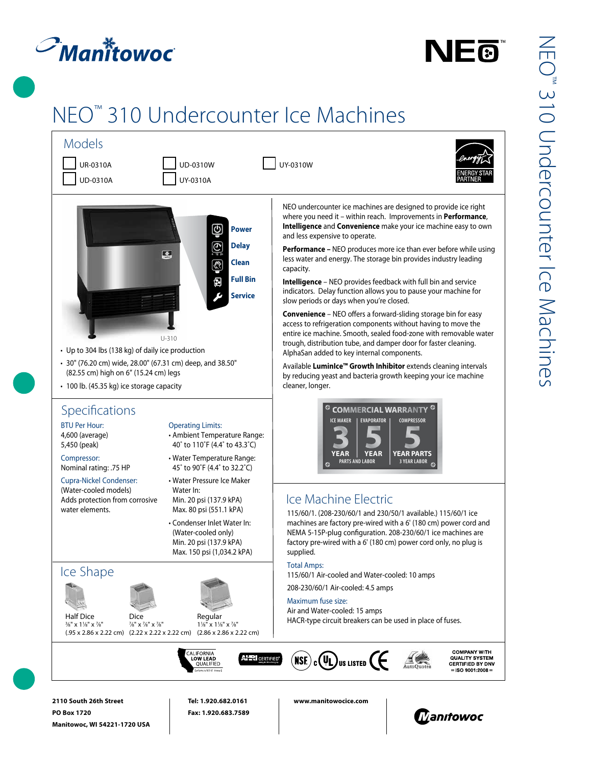Manitowoc

NEO™

# NEO™ 310 Undercounter Ice Machines

## Models

- ☐ UR-0310A
- ☐ UD-0310A
- ☐ UD-0310W
- ☐ UY-0310A
- ☐ UY-0310W

ENERGY STAR PARTNER

Power
Delay
Clean
Full Bin
Service

U-310

- Up to 304 lbs (138 kg) of daily ice production
- 30" (76.20 cm) wide, 28.00" (67.31 cm) deep, and 38.50" (82.55 cm) high on 6" (15.24 cm) legs
- 100 lb. (45.35 kg) ice storage capacity

NEO undercounter ice machines are designed to provide ice right where you need it – within reach. Improvements in **Performance**, **Intelligence** and **Convenience** make your ice machine easy to own and less expensive to operate.

**Performance –** NEO produces more ice than ever before while using less water and energy. The storage bin provides industry leading capacity.

**Intelligence** – NEO provides feedback with full bin and service indicators. Delay function allows you to pause your machine for slow periods or days when you're closed.

**Convenience** – NEO offers a forward-sliding storage bin for easy access to refrigeration components without having to move the entire ice machine. Smooth, sealed food-zone with removable water trough, distribution tube, and damper door for faster cleaning. AlphaSan added to key internal components.

Available **LuminIce™ Growth Inhibitor** extends cleaning intervals by reducing yeast and bacteria growth keeping your ice machine cleaner, longer.

**COMMERCIAL WARRANTY**

| ICE MAKER | EVAPORATOR | COMPRESSOR |
|---|---|---|
| 3 YEAR | 5 YEAR | 5 YEAR PARTS |
| PARTS AND LABOR | | 3 YEAR LABOR |

## Specifications

**BTU Per Hour:**
4,600 (average)
5,450 (peak)

**Compressor:**
Nominal rating: .75 HP

**Cupra-Nickel Condenser:**
(Water-cooled models)
Adds protection from corrosive water elements.

**Operating Limits:**

- Ambient Temperature Range: 40˚ to 110˚F (4.4˚ to 43.3˚C)
- Water Temperature Range: 45˚ to 90˚F (4.4˚ to 32.2˚C)
- Water Pressure Ice Maker Water In: Min. 20 psi (137.9 kPA) Max. 80 psi (551.1 kPA)
- Condenser Inlet Water In: (Water-cooled only) Min. 20 psi (137.9 kPA) Max. 150 psi (1,034.2 kPA)

## Ice Machine Electric

115/60/1. (208-230/60/1 and 230/50/1 available.) 115/60/1 ice machines are factory pre-wired with a 6' (180 cm) power cord and NEMA 5-15P-plug configuration. 208-230/60/1 ice machines are factory pre-wired with a 6' (180 cm) power cord only, no plug is supplied.

**Total Amps:**
115/60/1 Air-cooled and Water-cooled: 10 amps
208-230/60/1 Air-cooled: 4.5 amps

**Maximum fuse size:**
Air and Water-cooled: 15 amps
HACR-type circuit breakers can be used in place of fuses.

## Ice Shape

| Half Dice | Dice | Regular |
|---|---|---|
| ⅜" x 1⅛" x ⅞" | ⅞" x ⅞" x ⅞" | 1⅛" x 1⅛" x ⅞" |
| (.95 x 2.86 x 2.22 cm) | (2.22 x 2.22 x 2.22 cm) | (2.86 x 2.86 x 2.22 cm) |

CALIFORNIA LOW LEAD QUALIFIED · AHRI CERTIFIED · NSF · c UL US LISTED · CE · AutoQuotes · COMPANY WITH QUALITY SYSTEM CERTIFIED BY DNV = ISO 9001:2008 =

2110 South 26th Street
PO Box 1720
Manitowoc, WI 54221-1720 USA

Tel: 1.920.682.0161
Fax: 1.920.683.7589

www.manitowocice.com

Manitowoc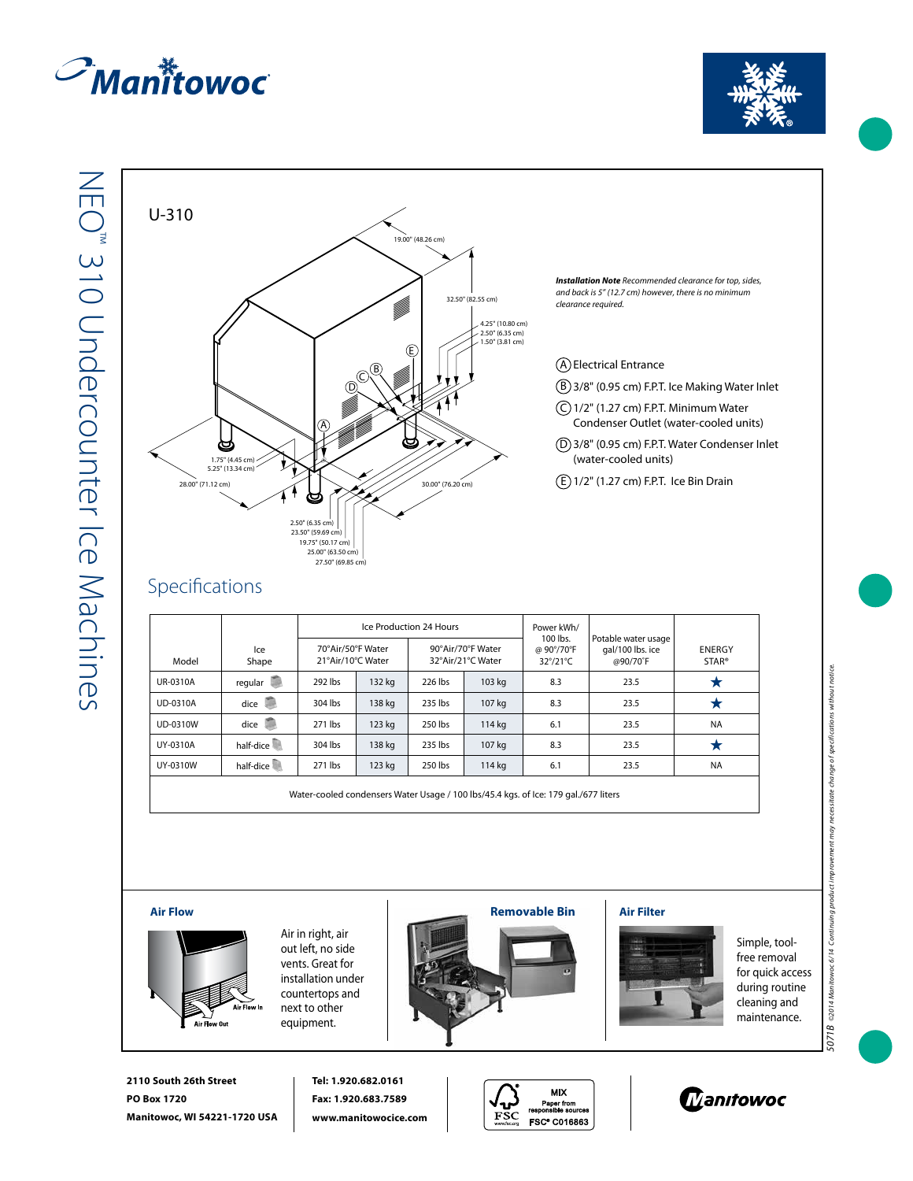# NEO™ 310 Undercounter Ice Machines

## U-310

19.00" (48.26 cm)
32.50" (82.55 cm)
4.25" (10.80 cm)
2.50" (6.35 cm)
1.50" (3.81 cm)
1.75" (4.45 cm)
5.25" (13.34 cm)
28.00" (71.12 cm)
30.00" (76.20 cm)
2.50" (6.35 cm)
23.50" (59.69 cm)
19.75" (50.17 cm)
25.00" (63.50 cm)
27.50" (69.85 cm)

***Installation Note*** *Recommended clearance for top, sides, and back is 5" (12.7 cm) however, there is no minimum clearance required.*

- (A) Electrical Entrance
- (B) 3/8" (0.95 cm) F.P.T. Ice Making Water Inlet
- (C) 1/2" (1.27 cm) F.P.T. Minimum Water Condenser Outlet (water-cooled units)
- (D) 3/8" (0.95 cm) F.P.T. Water Condenser Inlet (water-cooled units)
- (E) 1/2" (1.27 cm) F.P.T. Ice Bin Drain

## Specifications

| Model | Ice Shape | Ice Production 24 Hours 70°Air/50°F Water 21°Air/10°C Water | | Ice Production 24 Hours 90°Air/70°F Water 32°Air/21°C Water | | Power kWh/ 100 lbs. @ 90°/70°F 32°/21°C | Potable water usage gal/100 lbs. ice @90/70°F | ENERGY STAR® |
|---|---|---|---|---|---|---|---|---|
| UR-0310A | regular | 292 lbs | 132 kg | 226 lbs | 103 kg | 8.3 | 23.5 | ★ |
| UD-0310A | dice | 304 lbs | 138 kg | 235 lbs | 107 kg | 8.3 | 23.5 | ★ |
| UD-0310W | dice | 271 lbs | 123 kg | 250 lbs | 114 kg | 6.1 | 23.5 | NA |
| UY-0310A | half-dice | 304 lbs | 138 kg | 235 lbs | 107 kg | 8.3 | 23.5 | ★ |
| UY-0310W | half-dice | 271 lbs | 123 kg | 250 lbs | 114 kg | 6.1 | 23.5 | NA |

Water-cooled condensers Water Usage / 100 lbs/45.4 kgs. of Ice: 179 gal./677 liters

### Air Flow

Air in right, air out left, no side vents. Great for installation under countertops and next to other equipment.

Air Flow In
Air Flow Out

### Removable Bin

### Air Filter

Simple, tool-free removal for quick access during routine cleaning and maintenance.

5071B ©2014 Manitowoc 6/14 Continuing product improvement may necessitate change of specifications without notice.

**2110 South 26th Street**
**PO Box 1720**
**Manitowoc, WI 54221-1720 USA**

**Tel: 1.920.682.0161**
**Fax: 1.920.683.7589**
**www.manitowocice.com**

FSC MIX Paper from responsible sources FSC® C016863